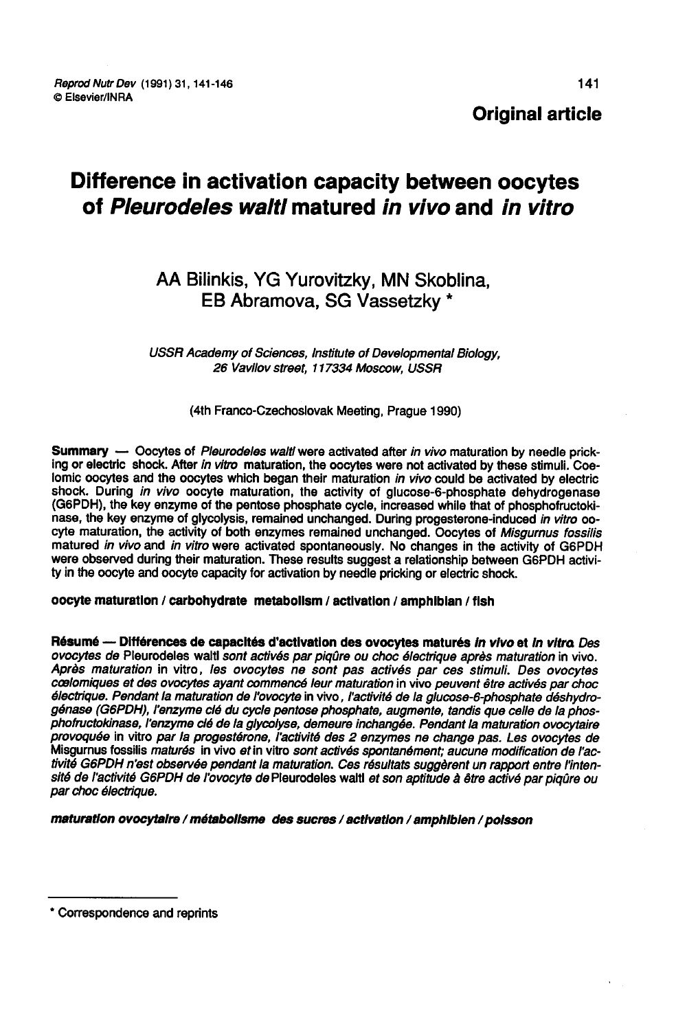**Original article**

# Difference in activation capacity between oocytes of *Pleurodeles waltl* matured *in vivo* and *in vitro*

AA Bilinkis, YG Yurovitzky, MN Skoblina, EB Abramova, SG Vassetzky *

*USSR Academy of Sciences, Institute of Developmental Biology, 26 Vavilov street, 117334 Moscow, USSR*

(4th Franco-Czechoslovak Meeting, Prague 1990)

**Summary** — Oocytes of *Pleurodeles waltl* were activated after *in vivo* maturation by needle pricking or electric shock. After *in vitro* maturation, the oocytes were not activated by these stimuli. Coelomic oocytes and the oocytes which began their maturation *in vivo* could be activated by electric shock. During *in vivo* oocyte maturation, the activity of glucose-6-phosphate dehydrogenase (G6PDH), the key enzyme of the pentose phosphate cycle, increased while that of phosphofructokinase, the key enzyme of glycolysis, remained unchanged. During progesterone-induced *in vitro* oocyte maturation, the activity of both enzymes remained unchanged. Oocytes of *Misgurnus fossilis* matured *in vivo* and *in vitro* were activated spontaneously. No changes in the activity of G6PDH were observed during their maturation. These results suggest a relationship between G6PDH activity in the oocyte and oocyte capacity for activation by needle pricking or electric shock.

**oocyte maturation / carbohydrate metabolism / activation / amphibian / fish**

**Résumé — Différences de capacités d'activation des ovocytes maturés *in vivo* et *in vitro*.** *Des ovocytes de* Pleurodeles waltl *sont activés par piqûre ou choc électrique après maturation* in vivo. *Après maturation* in vitro, *les ovocytes ne sont pas activés par ces stimuli. Des ovocytes cœlomiques et des ovocytes ayant commencé leur maturation* in vivo *peuvent être activés par choc électrique. Pendant la maturation de l'ovocyte* in vivo, *l'activité de la glucose-6-phosphate déshydrogénase (G6PDH), l'enzyme clé du cycle pentose phosphate, augmente, tandis que celle de la phosphofructokinase, l'enzyme clé de la glycolyse, demeure inchangée. Pendant la maturation ovocytaire provoquée* in vitro *par la progestérone, l'activité des 2 enzymes ne change pas. Les ovocytes de* Misgurnus fossilis *maturés* in vivo *et* in vitro *sont activés spontanément; aucune modification de l'activité G6PDH n'est observée pendant la maturation. Ces résultats suggèrent un rapport entre l'intensité de l'activité G6PDH de l'ovocyte de* Pleurodeles waltl *et son aptitude à être activé par piqûre ou par choc électrique.*

***maturation ovocytaire / métabolisme des sucres / activation / amphibien / poisson***

---

\* Correspondence and reprints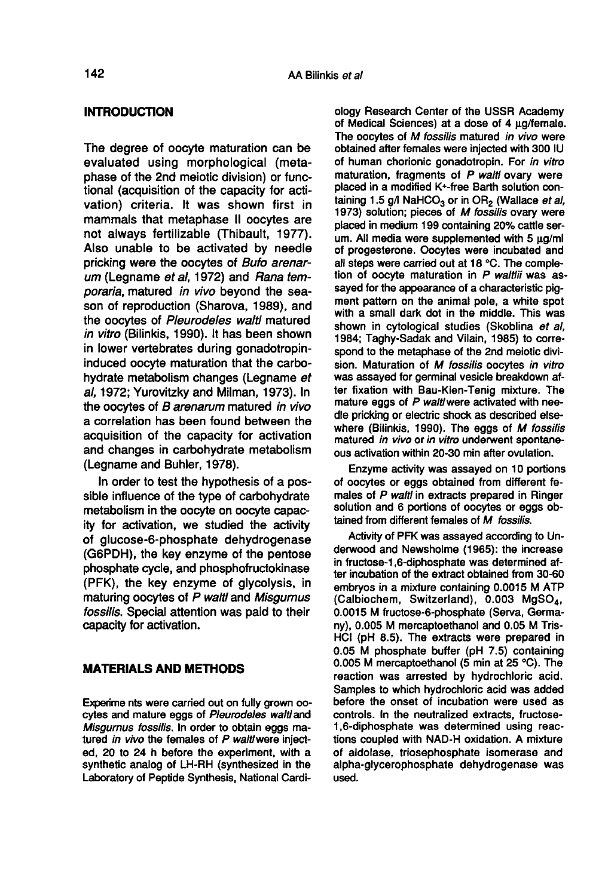## INTRODUCTION

The degree of oocyte maturation can be evaluated using morphological (metaphase of the 2nd meiotic division) or functional (acquisition of the capacity for activation) criteria. It was shown first in mammals that metaphase II oocytes are not always fertilizable (Thibault, 1977). Also unable to be activated by needle pricking were the oocytes of *Bufo arenarum* (Legname *et al*, 1972) and *Rana temporaria*, matured *in vivo* beyond the season of reproduction (Sharova, 1989), and the oocytes of *Pleurodeles waltl* matured *in vitro* (Bilinkis, 1990). It has been shown in lower vertebrates during gonadotropin-induced oocyte maturation that the carbohydrate metabolism changes (Legname *et al*, 1972; Yurovitzky and Milman, 1973). In the oocytes of *B arenarum* matured *in vivo* a correlation has been found between the acquisition of the capacity for activation and changes in carbohydrate metabolism (Legname and Buhler, 1978).

In order to test the hypothesis of a possible influence of the type of carbohydrate metabolism in the oocyte on oocyte capacity for activation, we studied the activity of glucose-6-phosphate dehydrogenase (G6PDH), the key enzyme of the pentose phosphate cycle, and phosphofructokinase (PFK), the key enzyme of glycolysis, in maturing oocytes of *P waltl* and *Misgurnus fossilis*. Special attention was paid to their capacity for activation.

## MATERIALS AND METHODS

Experime nts were carried out on fully grown oocytes and mature eggs of *Pleurodeles waltl* and *Misgurnus fossilis*. In order to obtain eggs matured *in vivo* the females of *P waltl* were injected, 20 to 24 h before the experiment, with a synthetic analog of LH-RH (synthesized in the Laboratory of Peptide Synthesis, National Cardiology Research Center of the USSR Academy of Medical Sciences) at a dose of 4 µg/female. The oocytes of *M fossilis* matured *in vivo* were obtained after females were injected with 300 IU of human chorionic gonadotropin. For *in vitro* maturation, fragments of *P waltl* ovary were placed in a modified $K^+$-free Barth solution containing 1.5 g/l $NaHCO_3$ or in $OR_2$ (Wallace *et al*, 1973) solution; pieces of *M fossilis* ovary were placed in medium 199 containing 20% cattle serum. All media were supplemented with 5 µg/ml of progesterone. Oocytes were incubated and all steps were carried out at 18 °C. The completion of oocyte maturation in *P waltlii* was assayed for the appearance of a characteristic pigment pattern on the animal pole, a white spot with a small dark dot in the middle. This was shown in cytological studies (Skoblina *et al*, 1984; Taghy-Sadak and Vilain, 1985) to correspond to the metaphase of the 2nd meiotic division. Maturation of *M fossilis* oocytes *in vitro* was assayed for germinal vesicle breakdown after fixation with Bau-Kien-Tenig mixture. The mature eggs of *P waltl* were activated with needle pricking or electric shock as described elsewhere (Bilinkis, 1990). The eggs of *M fossilis* matured *in vivo* or *in vitro* underwent spontaneous activation within 20-30 min after ovulation.

Enzyme activity was assayed on 10 portions of oocytes or eggs obtained from different females of *P waltl* in extracts prepared in Ringer solution and 6 portions of oocytes or eggs obtained from different females of *M fossilis*.

Activity of PFK was assayed according to Underwood and Newsholme (1965): the increase in fructose-1,6-diphosphate was determined after incubation of the extract obtained from 30-60 embryos in a mixture containing 0.0015 M ATP (Calbiochem, Switzerland), 0.003 $MgSO_4$, 0.0015 M fructose-6-phosphate (Serva, Germany), 0.005 M mercaptoethanol and 0.05 M Tris-HCl (pH 8.5). The extracts were prepared in 0.05 M phosphate buffer (pH 7.5) containing 0.005 M mercaptoethanol (5 min at 25 °C). The reaction was arrested by hydrochloric acid. Samples to which hydrochloric acid was added before the onset of incubation were used as controls. In the neutralized extracts, fructose-1,6-diphosphate was determined using reactions coupled with NAD-H oxidation. A mixture of aldolase, triosephosphate isomerase and alpha-glycerophosphate dehydrogenase was used.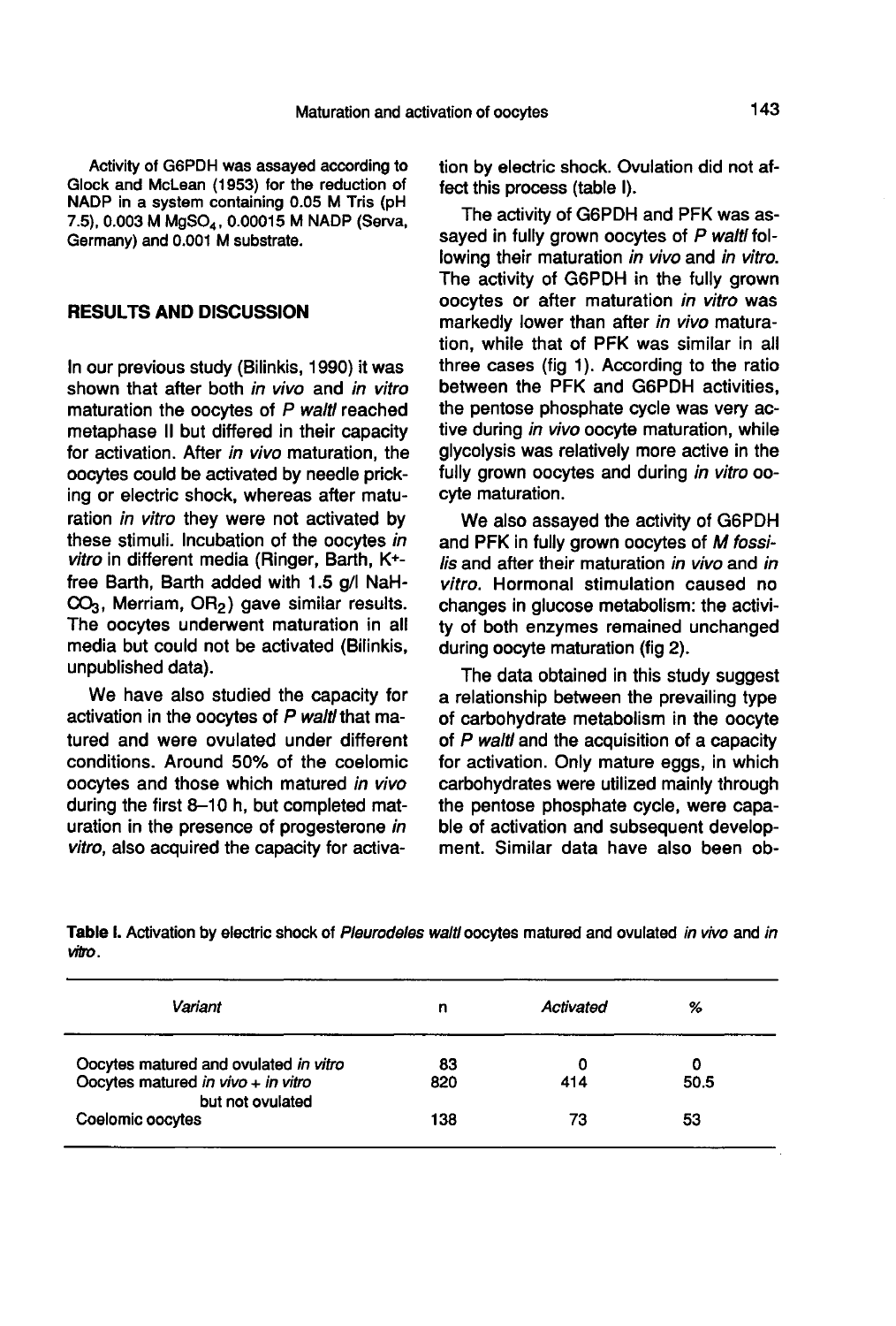Activity of G6PDH was assayed according to Glock and McLean (1953) for the reduction of NADP in a system containing 0.05 M Tris (pH 7.5), 0.003 M $MgSO_4$, 0.00015 M NADP (Serva, Germany) and 0.001 M substrate.

## RESULTS AND DISCUSSION

In our previous study (Bilinkis, 1990) it was shown that after both *in vivo* and *in vitro* maturation the oocytes of *P waltl* reached metaphase II but differed in their capacity for activation. After *in vivo* maturation, the oocytes could be activated by needle pricking or electric shock, whereas after maturation *in vitro* they were not activated by these stimuli. Incubation of the oocytes *in vitro* in different media (Ringer, Barth, $K^+$-free Barth, Barth added with 1.5 g/l $NaHCO_3$, Merriam, $OR_2$) gave similar results. The oocytes underwent maturation in all media but could not be activated (Bilinkis, unpublished data).

We have also studied the capacity for activation in the oocytes of *P waltl* that matured and were ovulated under different conditions. Around 50% of the coelomic oocytes and those which matured *in vivo* during the first 8–10 h, but completed maturation in the presence of progesterone *in vitro*, also acquired the capacity for activation by electric shock. Ovulation did not affect this process (table I).

The activity of G6PDH and PFK was assayed in fully grown oocytes of *P waltl* following their maturation *in vivo* and *in vitro*. The activity of G6PDH in the fully grown oocytes or after maturation *in vitro* was markedly lower than after *in vivo* maturation, while that of PFK was similar in all three cases (fig 1). According to the ratio between the PFK and G6PDH activities, the pentose phosphate cycle was very active during *in vivo* oocyte maturation, while glycolysis was relatively more active in the fully grown oocytes and during *in vitro* oocyte maturation.

We also assayed the activity of G6PDH and PFK in fully grown oocytes of *M fossilis* and after their maturation *in vivo* and *in vitro*. Hormonal stimulation caused no changes in glucose metabolism: the activity of both enzymes remained unchanged during oocyte maturation (fig 2).

The data obtained in this study suggest a relationship between the prevailing type of carbohydrate metabolism in the oocyte of *P waltl* and the acquisition of a capacity for activation. Only mature eggs, in which carbohydrates were utilized mainly through the pentose phosphate cycle, were capable of activation and subsequent development. Similar data have also been ob-

**Table I.** Activation by electric shock of *Pleurodeles waltl* oocytes matured and ovulated *in vivo* and *in vitro*.

| *Variant* | n | *Activated* | % |
|---|---|---|---|
| Oocytes matured and ovulated *in vitro* | 83 | 0 | 0 |
| Oocytes matured *in vivo* + *in vitro* but not ovulated | 820 | 414 | 50.5 |
| Coelomic oocytes | 138 | 73 | 53 |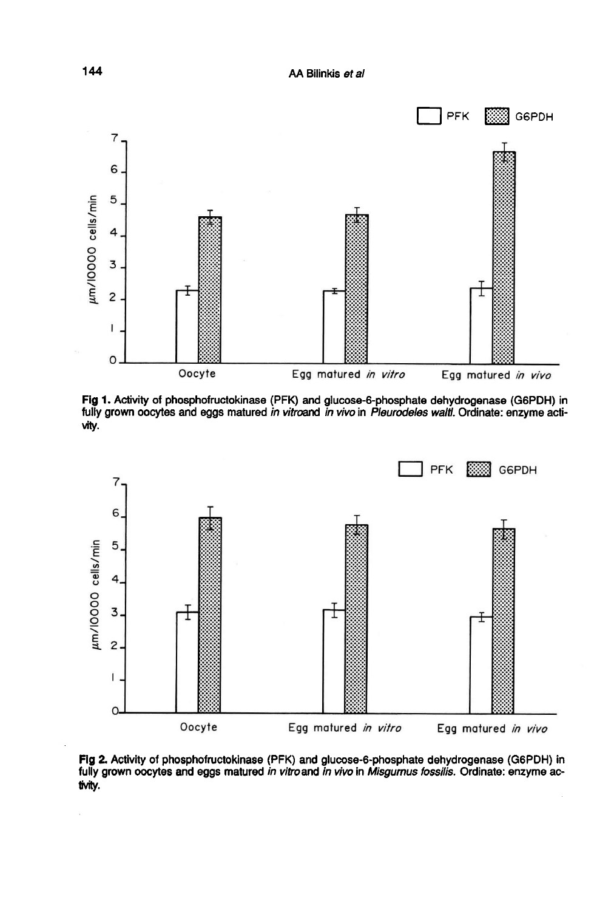**Fig 1.** Activity of phosphofructokinase (PFK) and glucose-6-phosphate dehydrogenase (G6PDH) in fully grown oocytes and eggs matured *in vitro* and *in vivo* in *Pleurodeles waltl*. Ordinate: enzyme activity.

**Fig 2.** Activity of phosphofructokinase (PFK) and glucose-6-phosphate dehydrogenase (G6PDH) in fully grown oocytes and eggs matured *in vitro* and *in vivo* in *Misgurnus fossilis*. Ordinate: enzyme activity.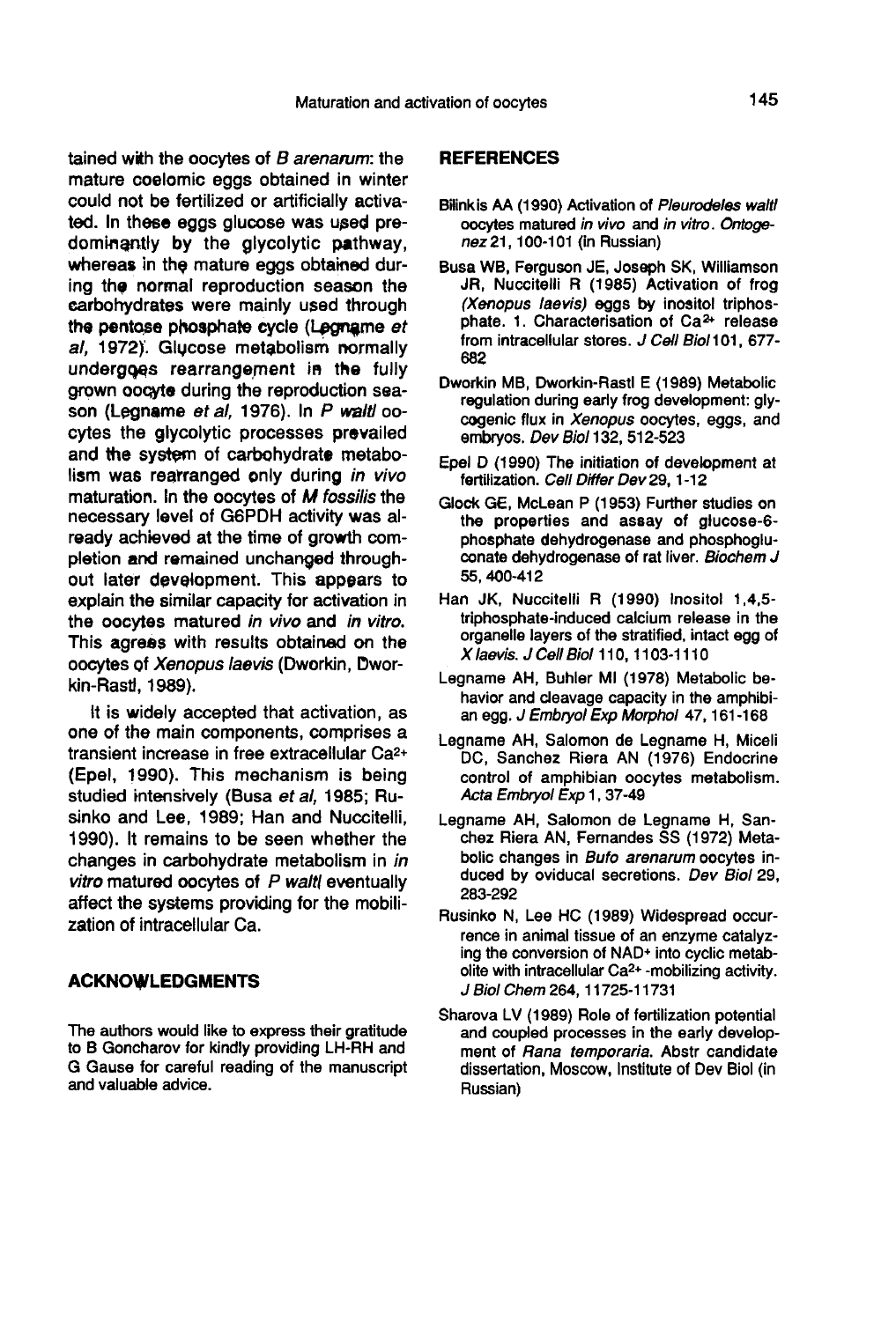tained with the oocytes of *B arenarum*: the mature coelomic eggs obtained in winter could not be fertilized or artificially activated. In these eggs glucose was used predominantly by the glycolytic pathway, whereas in the mature eggs obtained during the normal reproduction season the carbohydrates were mainly used through the pentose phosphate cycle (Legname *et al*, 1972). Glucose metabolism normally undergoes rearrangement in the fully grown oocyte during the reproduction season (Legname *et al*, 1976). In *P waltl* oocytes the glycolytic processes prevailed and the system of carbohydrate metabolism was rearranged only during *in vivo* maturation. In the oocytes of *M fossilis* the necessary level of G6PDH activity was already achieved at the time of growth completion and remained unchanged throughout later development. This appears to explain the similar capacity for activation in the oocytes matured *in vivo* and *in vitro*. This agrees with results obtained on the oocytes of *Xenopus laevis* (Dworkin, Dworkin-Rastl, 1989).

It is widely accepted that activation, as one of the main components, comprises a transient increase in free extracellular $Ca^{2+}$ (Epel, 1990). This mechanism is being studied intensively (Busa *et al*, 1985; Rusinko and Lee, 1989; Han and Nuccitelli, 1990). It remains to be seen whether the changes in carbohydrate metabolism in *in vitro* matured oocytes of *P waltl* eventually affect the systems providing for the mobilization of intracellular Ca.

## ACKNOWLEDGMENTS

The authors would like to express their gratitude to B Goncharov for kindly providing LH-RH and G Gause for careful reading of the manuscript and valuable advice.

## REFERENCES

Bilinkis AA (1990) Activation of *Pleurodeles waltl* oocytes matured *in vivo* and *in vitro*. *Ontogenez* 21, 100-101 (in Russian)

Busa WB, Ferguson JE, Joseph SK, Williamson JR, Nuccitelli R (1985) Activation of frog (*Xenopus laevis*) eggs by inositol triphosphate. 1. Characterisation of $Ca^{2+}$ release from intracellular stores. *J Cell Biol* 101, 677-682

Dworkin MB, Dworkin-Rastl E (1989) Metabolic regulation during early frog development: glycogenic flux in *Xenopus* oocytes, eggs, and embryos. *Dev Biol* 132, 512-523

Epel D (1990) The initiation of development at fertilization. *Cell Differ Dev* 29, 1-12

Glock GE, McLean P (1953) Further studies on the properties and assay of glucose-6-phosphate dehydrogenase and phosphogluconate dehydrogenase of rat liver. *Biochem J* 55, 400-412

Han JK, Nuccitelli R (1990) Inositol 1,4,5-triphosphate-induced calcium release in the organelle layers of the stratified, intact egg of *X laevis*. *J Cell Biol* 110, 1103-1110

Legname AH, Buhler MI (1978) Metabolic behavior and cleavage capacity in the amphibian egg. *J Embryol Exp Morphol* 47, 161-168

Legname AH, Salomon de Legname H, Miceli DC, Sanchez Riera AN (1976) Endocrine control of amphibian oocytes metabolism. *Acta Embryol Exp* 1, 37-49

Legname AH, Salomon de Legname H, Sanchez Riera AN, Fernandes SS (1972) Metabolic changes in *Bufo arenarum* oocytes induced by oviducal secretions. *Dev Biol* 29, 283-292

Rusinko N, Lee HC (1989) Widespread occurrence in animal tissue of an enzyme catalyzing the conversion of $NAD^{+}$ into cyclic metabolite with intracellular $Ca^{2+}$-mobilizing activity. *J Biol Chem* 264, 11725-11731

Sharova LV (1989) Role of fertilization potential and coupled processes in the early development of *Rana temporaria*. Abstr candidate dissertation, Moscow, Institute of Dev Biol (in Russian)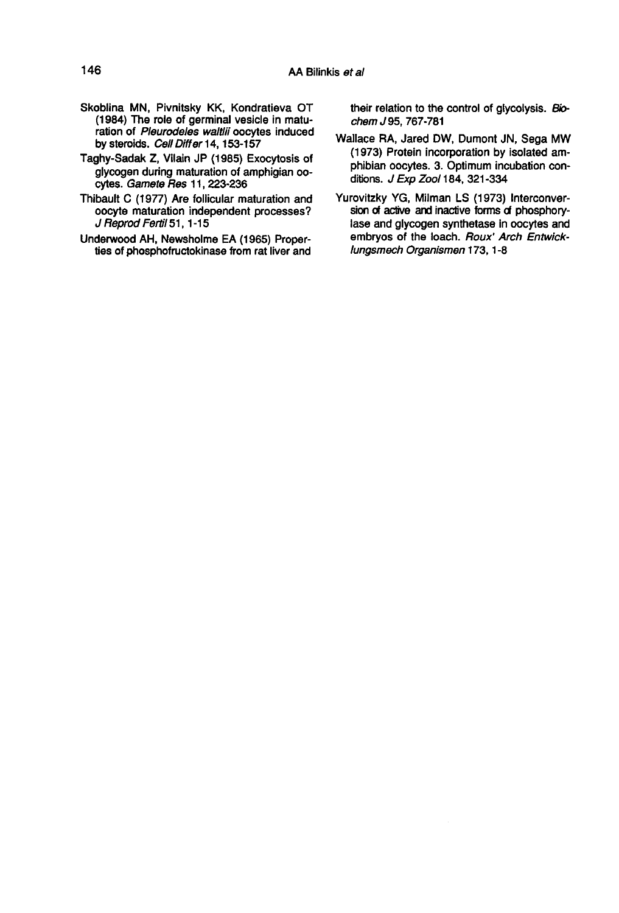Skoblina MN, Pivnitsky KK, Kondratieva OT (1984) The role of germinal vesicle in maturation of *Pleurodeles waltlii* oocytes induced by steroids. *Cell Differ* 14, 153-157

Taghy-Sadak Z, Vilain JP (1985) Exocytosis of glycogen during maturation of amphigian oocytes. *Gamete Res* 11, 223-236

Thibault C (1977) Are follicular maturation and oocyte maturation independent processes? *J Reprod Fertil* 51, 1-15

Underwood AH, Newsholme EA (1965) Properties of phosphofructokinase from rat liver and their relation to the control of glycolysis. *Biochem J* 95, 767-781

Wallace RA, Jared DW, Dumont JN, Sega MW (1973) Protein incorporation by isolated amphibian oocytes. 3. Optimum incubation conditions. *J Exp Zool* 184, 321-334

Yurovitzky YG, Milman LS (1973) Interconversion of active and inactive forms of phosphorylase and glycogen synthetase in oocytes and embryos of the loach. *Roux' Arch Entwicklungsmech Organismen* 173, 1-8